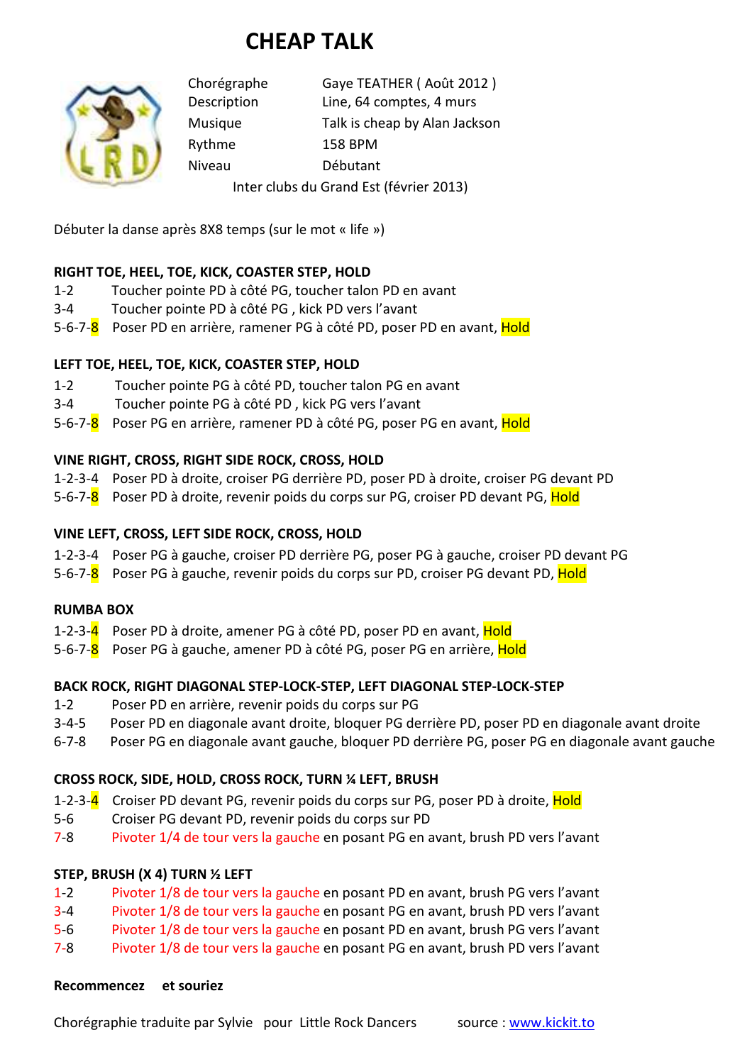# CHEAP TALK

| | |
|---|---|
| Chorégraphe | Gaye TEATHER ( Août 2012 ) |
| Description | Line, 64 comptes, 4 murs |
| Musique | Talk is cheap by Alan Jackson |
| Rythme | 158 BPM |
| Niveau | Débutant |

Inter clubs du Grand Est (février 2013)

Débuter la danse après 8X8 temps (sur le mot « life »)

**RIGHT TOE, HEEL, TOE, KICK, COASTER STEP, HOLD**

1-2 Toucher pointe PD à côté PG, toucher talon PD en avant
3-4 Toucher pointe PD à côté PG , kick PD vers l'avant
5-6-7-8 Poser PD en arrière, ramener PG à côté PD, poser PD en avant, Hold

**LEFT TOE, HEEL, TOE, KICK, COASTER STEP, HOLD**

1-2 Toucher pointe PG à côté PD, toucher talon PG en avant
3-4 Toucher pointe PG à côté PD , kick PG vers l'avant
5-6-7-8 Poser PG en arrière, ramener PD à côté PG, poser PG en avant, Hold

**VINE RIGHT, CROSS, RIGHT SIDE ROCK, CROSS, HOLD**

1-2-3-4 Poser PD à droite, croiser PG derrière PD, poser PD à droite, croiser PG devant PD
5-6-7-8 Poser PD à droite, revenir poids du corps sur PG, croiser PD devant PG, Hold

**VINE LEFT, CROSS, LEFT SIDE ROCK, CROSS, HOLD**

1-2-3-4 Poser PG à gauche, croiser PD derrière PG, poser PG à gauche, croiser PD devant PG
5-6-7-8 Poser PG à gauche, revenir poids du corps sur PD, croiser PG devant PD, Hold

**RUMBA BOX**

1-2-3-4 Poser PD à droite, amener PG à côté PD, poser PD en avant, Hold
5-6-7-8 Poser PG à gauche, amener PD à côté PG, poser PG en arrière, Hold

**BACK ROCK, RIGHT DIAGONAL STEP-LOCK-STEP, LEFT DIAGONAL STEP-LOCK-STEP**

1-2 Poser PD en arrière, revenir poids du corps sur PG
3-4-5 Poser PD en diagonale avant droite, bloquer PG derrière PD, poser PD en diagonale avant droite
6-7-8 Poser PG en diagonale avant gauche, bloquer PD derrière PG, poser PG en diagonale avant gauche

**CROSS ROCK, SIDE, HOLD, CROSS ROCK, TURN ¼ LEFT, BRUSH**

1-2-3-4 Croiser PD devant PG, revenir poids du corps sur PG, poser PD à droite, Hold
5-6 Croiser PG devant PD, revenir poids du corps sur PD
7-8 Pivoter 1/4 de tour vers la gauche en posant PG en avant, brush PD vers l'avant

**STEP, BRUSH (X 4) TURN ½ LEFT**

1-2 Pivoter 1/8 de tour vers la gauche en posant PD en avant, brush PG vers l'avant
3-4 Pivoter 1/8 de tour vers la gauche en posant PG en avant, brush PD vers l'avant
5-6 Pivoter 1/8 de tour vers la gauche en posant PD en avant, brush PG vers l'avant
7-8 Pivoter 1/8 de tour vers la gauche en posant PG en avant, brush PD vers l'avant

**Recommencez et souriez**

Chorégraphie traduite par Sylvie pour Little Rock Dancers source : www.kickit.to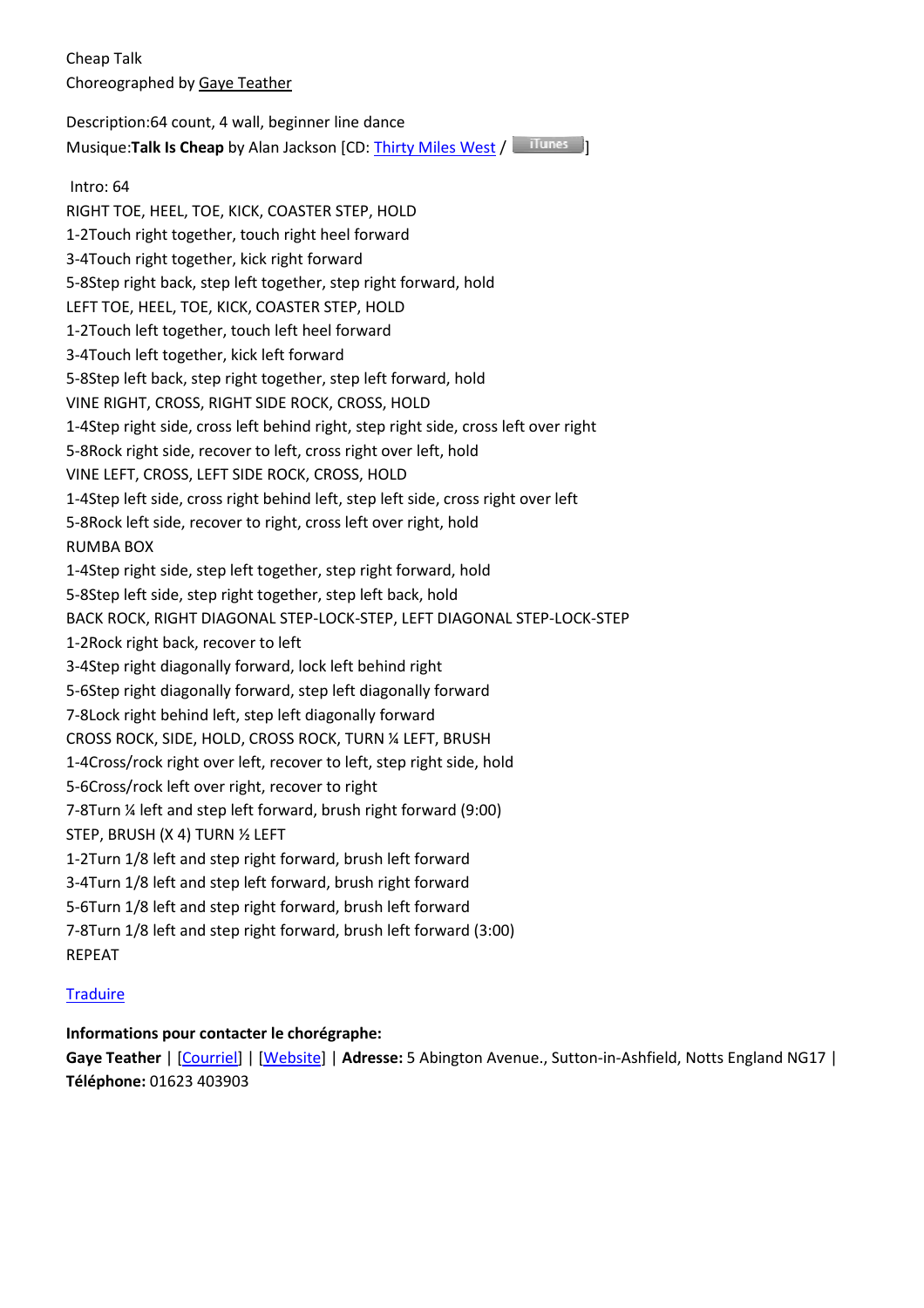Cheap Talk

Choreographed by Gaye Teather

Description:64 count, 4 wall, beginner line dance

Musique:**Talk Is Cheap** by Alan Jackson [CD: Thirty Miles West / iTunes]

Intro: 64

RIGHT TOE, HEEL, TOE, KICK, COASTER STEP, HOLD

1-2Touch right together, touch right heel forward

3-4Touch right together, kick right forward

5-8Step right back, step left together, step right forward, hold

LEFT TOE, HEEL, TOE, KICK, COASTER STEP, HOLD

1-2Touch left together, touch left heel forward

3-4Touch left together, kick left forward

5-8Step left back, step right together, step left forward, hold

VINE RIGHT, CROSS, RIGHT SIDE ROCK, CROSS, HOLD

1-4Step right side, cross left behind right, step right side, cross left over right

5-8Rock right side, recover to left, cross right over left, hold

VINE LEFT, CROSS, LEFT SIDE ROCK, CROSS, HOLD

1-4Step left side, cross right behind left, step left side, cross right over left

5-8Rock left side, recover to right, cross left over right, hold

RUMBA BOX

1-4Step right side, step left together, step right forward, hold

5-8Step left side, step right together, step left back, hold

BACK ROCK, RIGHT DIAGONAL STEP-LOCK-STEP, LEFT DIAGONAL STEP-LOCK-STEP

1-2Rock right back, recover to left

3-4Step right diagonally forward, lock left behind right

5-6Step right diagonally forward, step left diagonally forward

7-8Lock right behind left, step left diagonally forward

CROSS ROCK, SIDE, HOLD, CROSS ROCK, TURN ¼ LEFT, BRUSH

1-4Cross/rock right over left, recover to left, step right side, hold

5-6Cross/rock left over right, recover to right

7-8Turn ¼ left and step left forward, brush right forward (9:00)

STEP, BRUSH (X 4) TURN ½ LEFT

1-2Turn 1/8 left and step right forward, brush left forward

3-4Turn 1/8 left and step left forward, brush right forward

5-6Turn 1/8 left and step right forward, brush left forward

7-8Turn 1/8 left and step right forward, brush left forward (3:00)

REPEAT

Traduire

**Informations pour contacter le chorégraphe:**

**Gaye Teather** | [Courriel] | [Website] | **Adresse:** 5 Abington Avenue., Sutton-in-Ashfield, Notts England NG17 | **Téléphone:** 01623 403903